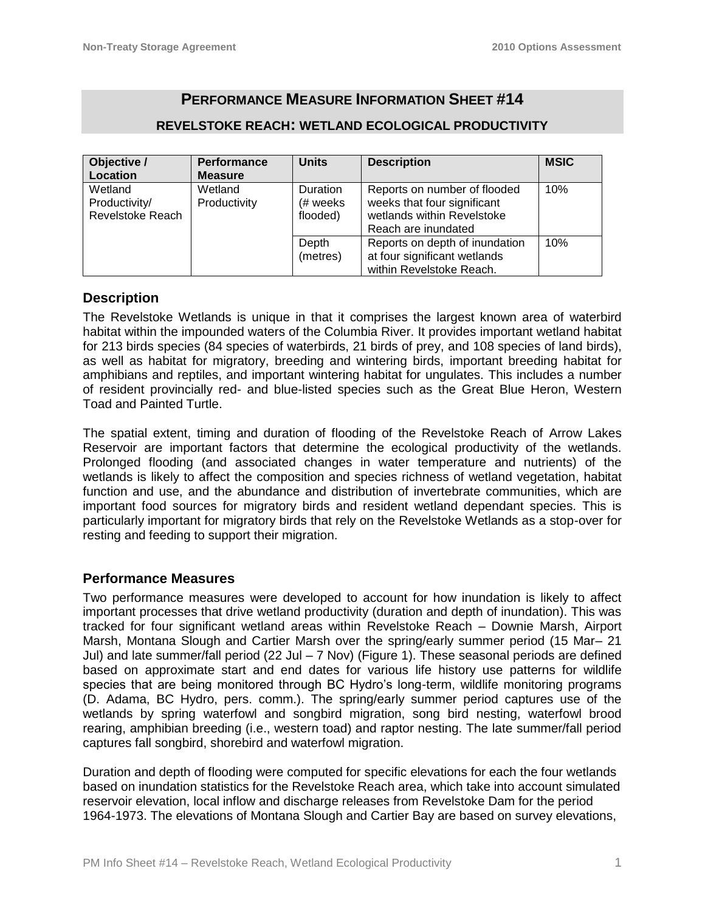## PERFORMANCE MEASURE INFORMATION SHEET #14

### REVELSTOKE REACH: WETLAND ECOLOGICAL PRODUCTIVITY

| Objective / Location | Performance Measure | Units | Description | MSIC |
|---|---|---|---|---|
| Wetland Productivity/ Revelstoke Reach | Wetland Productivity | Duration (# weeks flooded) | Reports on number of flooded weeks that four significant wetlands within Revelstoke Reach are inundated | 10% |
| | | Depth (metres) | Reports on depth of inundation at four significant wetlands within Revelstoke Reach. | 10% |

### Description

The Revelstoke Wetlands is unique in that it comprises the largest known area of waterbird habitat within the impounded waters of the Columbia River. It provides important wetland habitat for 213 birds species (84 species of waterbirds, 21 birds of prey, and 108 species of land birds), as well as habitat for migratory, breeding and wintering birds, important breeding habitat for amphibians and reptiles, and important wintering habitat for ungulates. This includes a number of resident provincially red- and blue-listed species such as the Great Blue Heron, Western Toad and Painted Turtle.

The spatial extent, timing and duration of flooding of the Revelstoke Reach of Arrow Lakes Reservoir are important factors that determine the ecological productivity of the wetlands. Prolonged flooding (and associated changes in water temperature and nutrients) of the wetlands is likely to affect the composition and species richness of wetland vegetation, habitat function and use, and the abundance and distribution of invertebrate communities, which are important food sources for migratory birds and resident wetland dependant species. This is particularly important for migratory birds that rely on the Revelstoke Wetlands as a stop-over for resting and feeding to support their migration.

### Performance Measures

Two performance measures were developed to account for how inundation is likely to affect important processes that drive wetland productivity (duration and depth of inundation). This was tracked for four significant wetland areas within Revelstoke Reach – Downie Marsh, Airport Marsh, Montana Slough and Cartier Marsh over the spring/early summer period (15 Mar– 21 Jul) and late summer/fall period (22 Jul – 7 Nov) (Figure 1). These seasonal periods are defined based on approximate start and end dates for various life history use patterns for wildlife species that are being monitored through BC Hydro's long-term, wildlife monitoring programs (D. Adama, BC Hydro, pers. comm.). The spring/early summer period captures use of the wetlands by spring waterfowl and songbird migration, song bird nesting, waterfowl brood rearing, amphibian breeding (i.e., western toad) and raptor nesting. The late summer/fall period captures fall songbird, shorebird and waterfowl migration.

Duration and depth of flooding were computed for specific elevations for each the four wetlands based on inundation statistics for the Revelstoke Reach area, which take into account simulated reservoir elevation, local inflow and discharge releases from Revelstoke Dam for the period 1964-1973. The elevations of Montana Slough and Cartier Bay are based on survey elevations,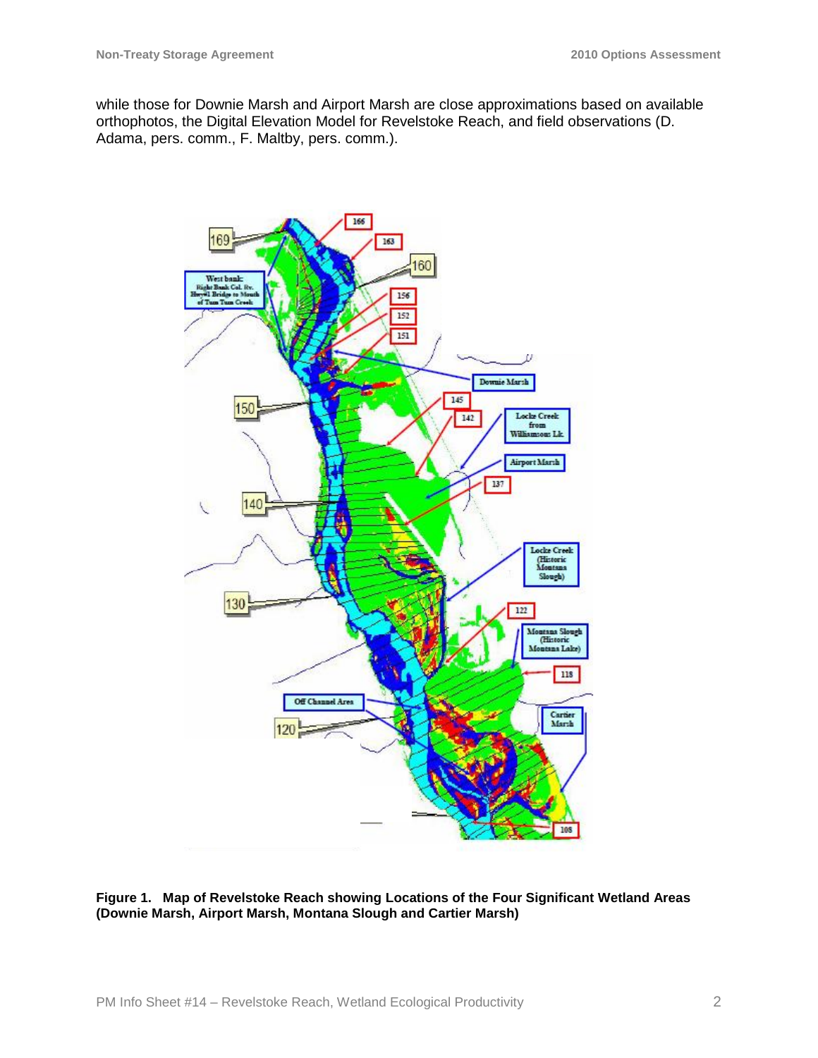while those for Downie Marsh and Airport Marsh are close approximations based on available orthophotos, the Digital Elevation Model for Revelstoke Reach, and field observations (D. Adama, pers. comm., F. Maltby, pers. comm.).

**Figure 1. Map of Revelstoke Reach showing Locations of the Four Significant Wetland Areas (Downie Marsh, Airport Marsh, Montana Slough and Cartier Marsh)**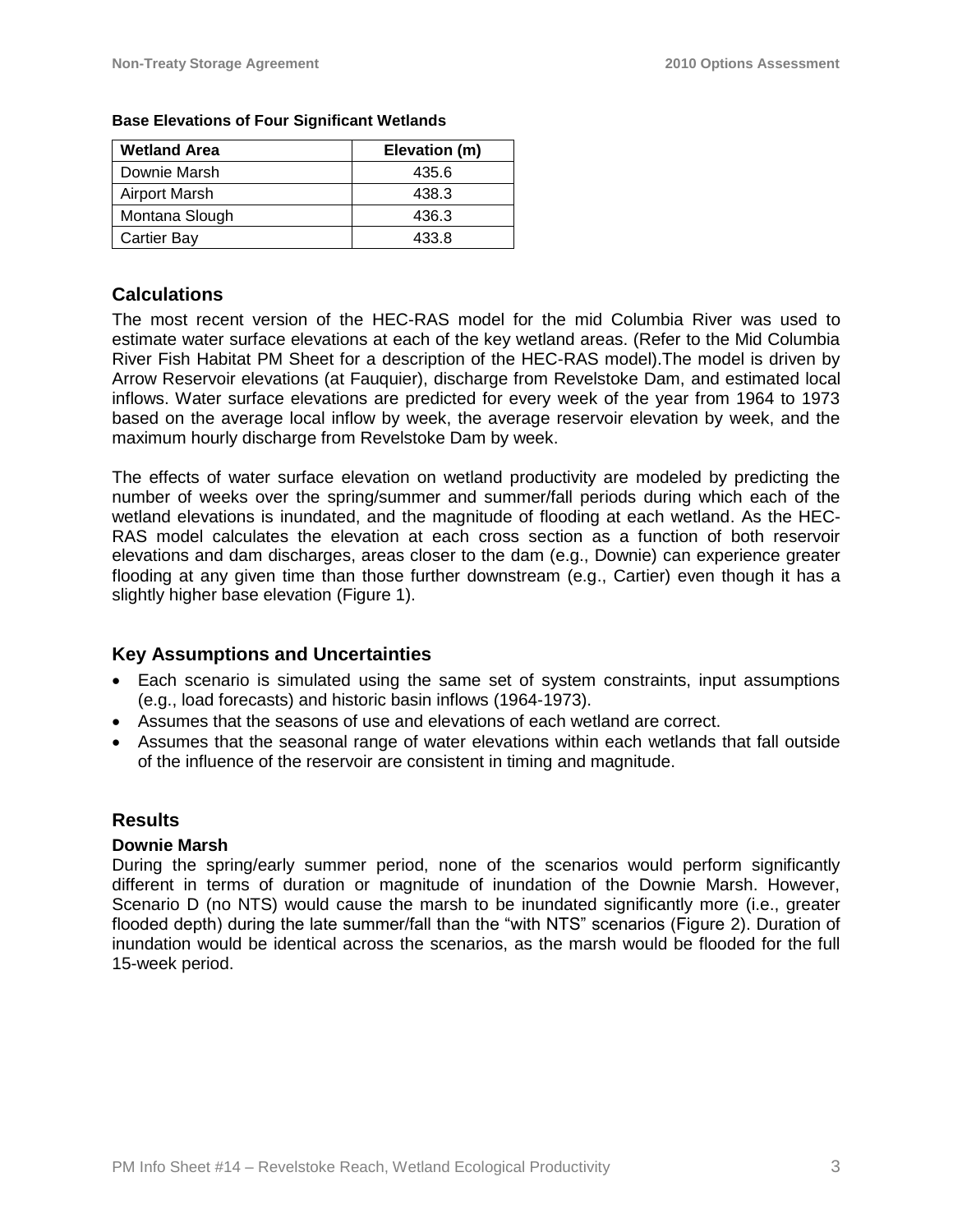**Base Elevations of Four Significant Wetlands**

| Wetland Area | Elevation (m) |
| --- | --- |
| Downie Marsh | 435.6 |
| Airport Marsh | 438.3 |
| Montana Slough | 436.3 |
| Cartier Bay | 433.8 |

## Calculations

The most recent version of the HEC-RAS model for the mid Columbia River was used to estimate water surface elevations at each of the key wetland areas. (Refer to the Mid Columbia River Fish Habitat PM Sheet for a description of the HEC-RAS model).The model is driven by Arrow Reservoir elevations (at Fauquier), discharge from Revelstoke Dam, and estimated local inflows. Water surface elevations are predicted for every week of the year from 1964 to 1973 based on the average local inflow by week, the average reservoir elevation by week, and the maximum hourly discharge from Revelstoke Dam by week.

The effects of water surface elevation on wetland productivity are modeled by predicting the number of weeks over the spring/summer and summer/fall periods during which each of the wetland elevations is inundated, and the magnitude of flooding at each wetland. As the HEC-RAS model calculates the elevation at each cross section as a function of both reservoir elevations and dam discharges, areas closer to the dam (e.g., Downie) can experience greater flooding at any given time than those further downstream (e.g., Cartier) even though it has a slightly higher base elevation (Figure 1).

## Key Assumptions and Uncertainties

- Each scenario is simulated using the same set of system constraints, input assumptions (e.g., load forecasts) and historic basin inflows (1964-1973).
- Assumes that the seasons of use and elevations of each wetland are correct.
- Assumes that the seasonal range of water elevations within each wetlands that fall outside of the influence of the reservoir are consistent in timing and magnitude.

## Results

### Downie Marsh

During the spring/early summer period, none of the scenarios would perform significantly different in terms of duration or magnitude of inundation of the Downie Marsh. However, Scenario D (no NTS) would cause the marsh to be inundated significantly more (i.e., greater flooded depth) during the late summer/fall than the "with NTS" scenarios (Figure 2). Duration of inundation would be identical across the scenarios, as the marsh would be flooded for the full 15-week period.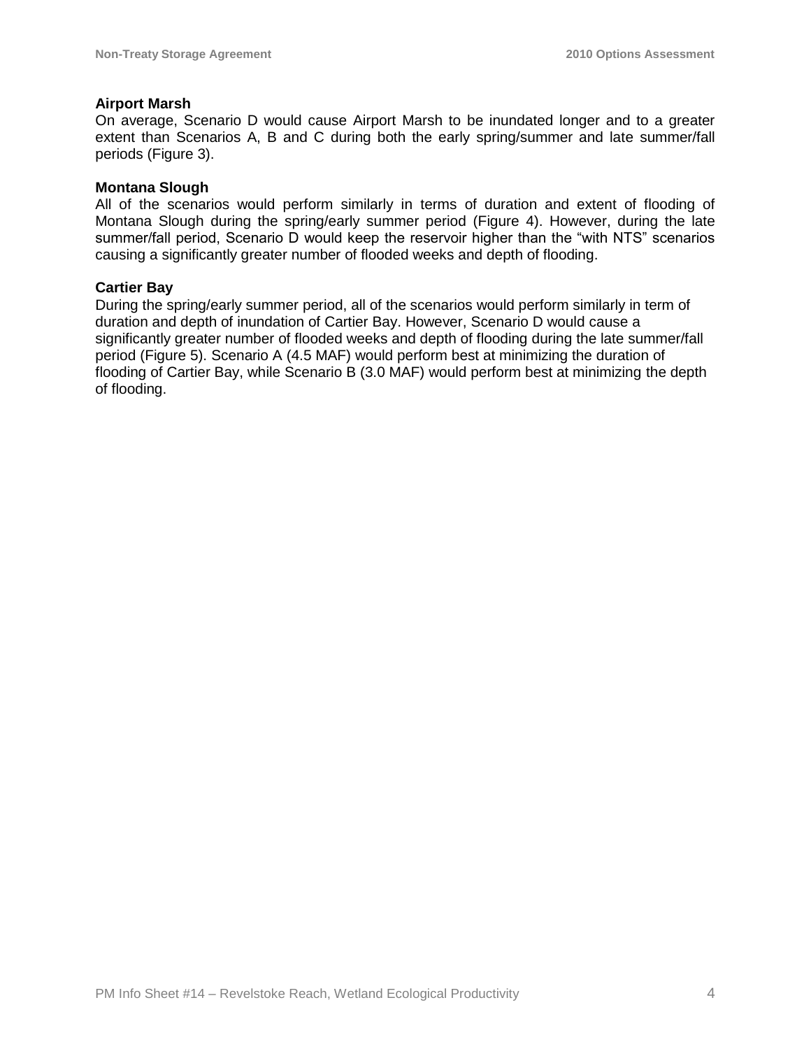### Airport Marsh

On average, Scenario D would cause Airport Marsh to be inundated longer and to a greater extent than Scenarios A, B and C during both the early spring/summer and late summer/fall periods (Figure 3).

### Montana Slough

All of the scenarios would perform similarly in terms of duration and extent of flooding of Montana Slough during the spring/early summer period (Figure 4). However, during the late summer/fall period, Scenario D would keep the reservoir higher than the "with NTS" scenarios causing a significantly greater number of flooded weeks and depth of flooding.

### Cartier Bay

During the spring/early summer period, all of the scenarios would perform similarly in term of duration and depth of inundation of Cartier Bay. However, Scenario D would cause a significantly greater number of flooded weeks and depth of flooding during the late summer/fall period (Figure 5). Scenario A (4.5 MAF) would perform best at minimizing the duration of flooding of Cartier Bay, while Scenario B (3.0 MAF) would perform best at minimizing the depth of flooding.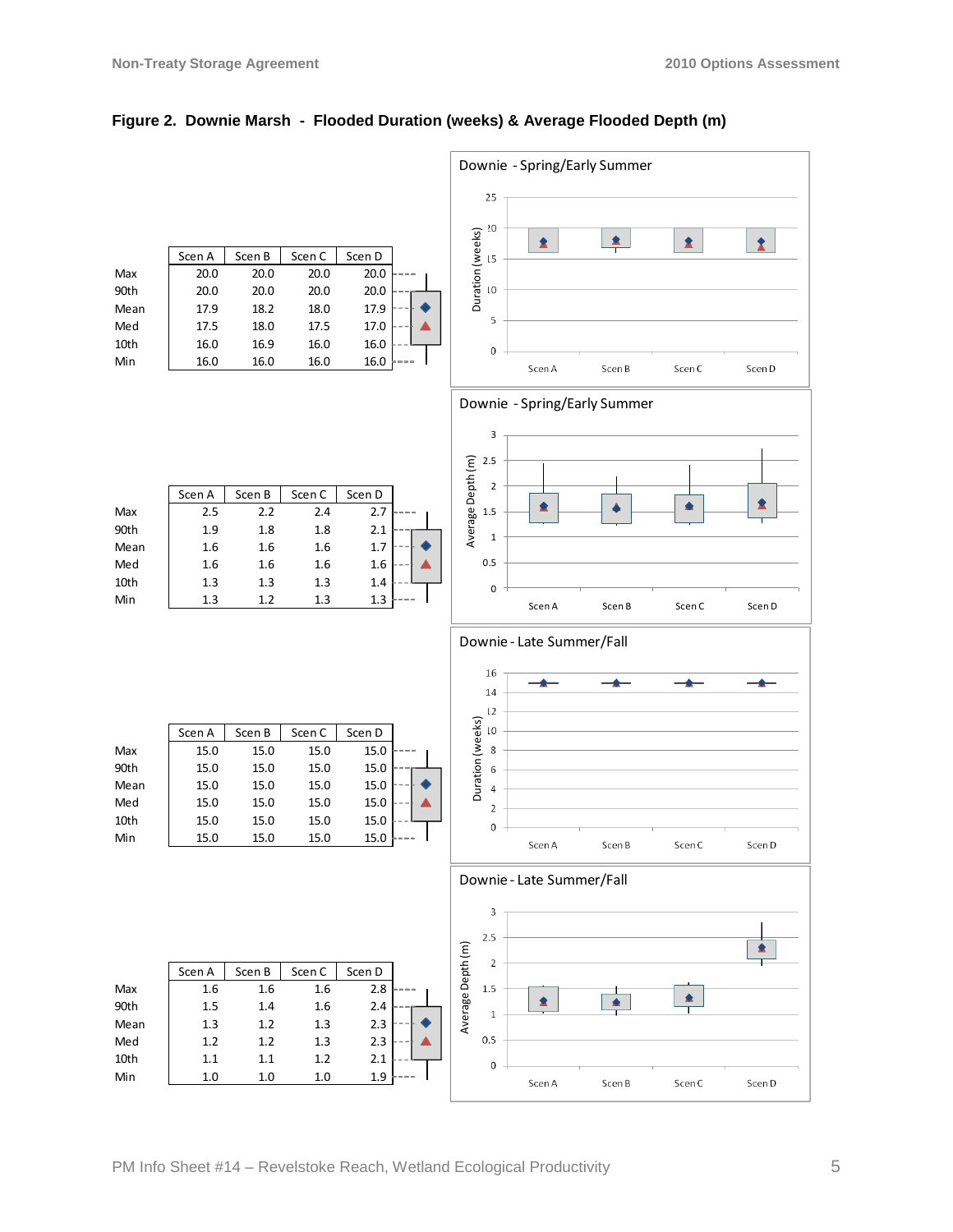**Figure 2. Downie Marsh - Flooded Duration (weeks) & Average Flooded Depth (m)**

**Downie - Spring/Early Summer — Duration (weeks)**

| | Scen A | Scen B | Scen C | Scen D |
|---|---|---|---|---|
| Max | 20.0 | 20.0 | 20.0 | 20.0 |
| 90th | 20.0 | 20.0 | 20.0 | 20.0 |
| Mean | 17.9 | 18.2 | 18.0 | 17.9 |
| Med | 17.5 | 18.0 | 17.5 | 17.0 |
| 10th | 16.0 | 16.9 | 16.0 | 16.0 |
| Min | 16.0 | 16.0 | 16.0 | 16.0 |

**Downie - Spring/Early Summer — Average Depth (m)**

| | Scen A | Scen B | Scen C | Scen D |
|---|---|---|---|---|
| Max | 2.5 | 2.2 | 2.4 | 2.7 |
| 90th | 1.9 | 1.8 | 1.8 | 2.1 |
| Mean | 1.6 | 1.6 | 1.6 | 1.7 |
| Med | 1.6 | 1.6 | 1.6 | 1.6 |
| 10th | 1.3 | 1.3 | 1.3 | 1.4 |
| Min | 1.3 | 1.2 | 1.3 | 1.3 |

**Downie - Late Summer/Fall — Duration (weeks)**

| | Scen A | Scen B | Scen C | Scen D |
|---|---|---|---|---|
| Max | 15.0 | 15.0 | 15.0 | 15.0 |
| 90th | 15.0 | 15.0 | 15.0 | 15.0 |
| Mean | 15.0 | 15.0 | 15.0 | 15.0 |
| Med | 15.0 | 15.0 | 15.0 | 15.0 |
| 10th | 15.0 | 15.0 | 15.0 | 15.0 |
| Min | 15.0 | 15.0 | 15.0 | 15.0 |

**Downie - Late Summer/Fall — Average Depth (m)**

| | Scen A | Scen B | Scen C | Scen D |
|---|---|---|---|---|
| Max | 1.6 | 1.6 | 1.6 | 2.8 |
| 90th | 1.5 | 1.4 | 1.6 | 2.4 |
| Mean | 1.3 | 1.2 | 1.3 | 2.3 |
| Med | 1.2 | 1.2 | 1.3 | 2.3 |
| 10th | 1.1 | 1.1 | 1.2 | 2.1 |
| Min | 1.0 | 1.0 | 1.0 | 1.9 |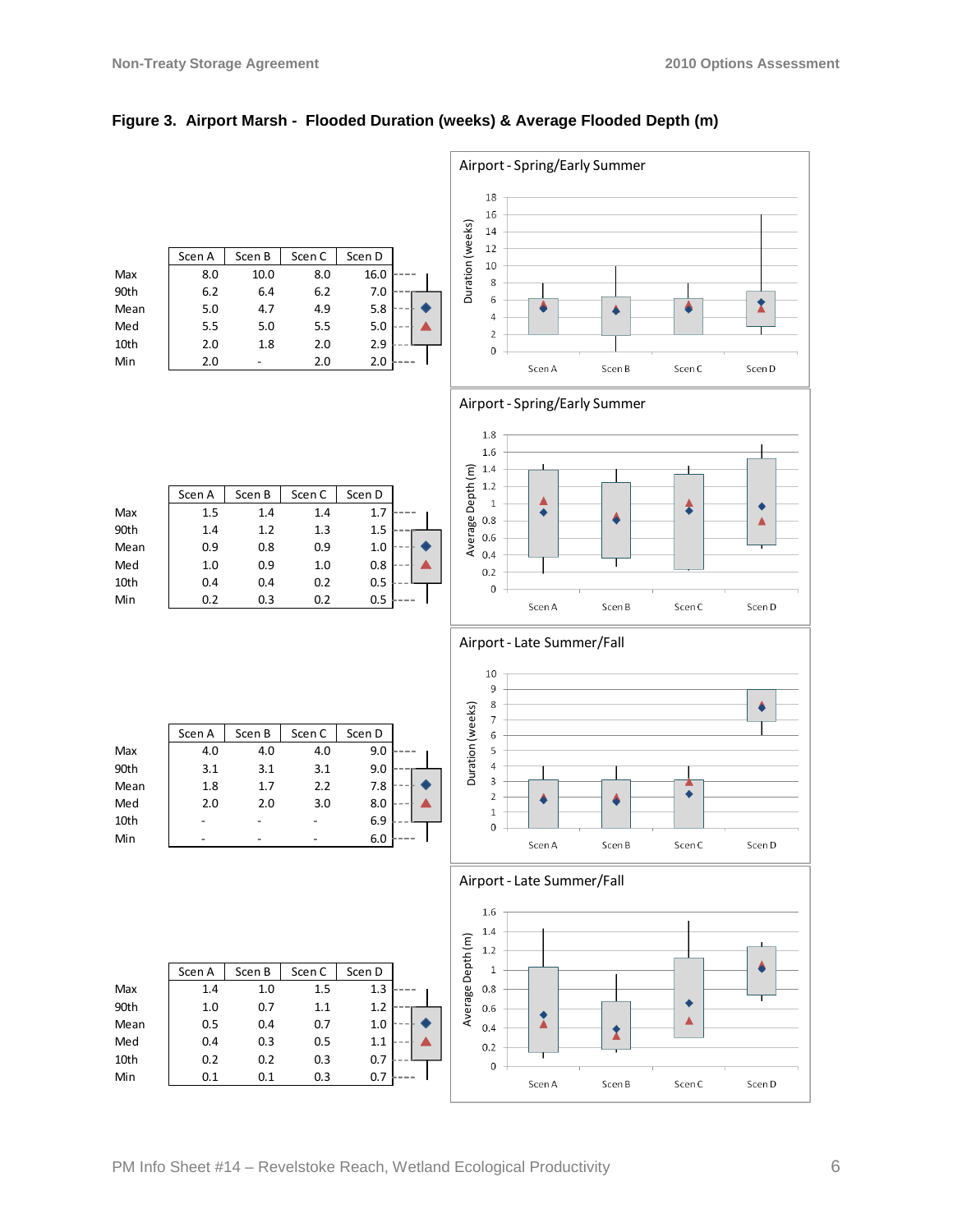**Figure 3. Airport Marsh - Flooded Duration (weeks) & Average Flooded Depth (m)**

|  | Scen A | Scen B | Scen C | Scen D |
|---|---|---|---|---|
| Max | 8.0 | 10.0 | 8.0 | 16.0 |
| 90th | 6.2 | 6.4 | 6.2 | 7.0 |
| Mean | 5.0 | 4.7 | 4.9 | 5.8 |
| Med | 5.5 | 5.0 | 5.5 | 5.0 |
| 10th | 2.0 | 1.8 | 2.0 | 2.9 |
| Min | 2.0 | - | 2.0 | 2.0 |

Airport - Spring/Early Summer

|  | Scen A | Scen B | Scen C | Scen D |
|---|---|---|---|---|
| Max | 1.5 | 1.4 | 1.4 | 1.7 |
| 90th | 1.4 | 1.2 | 1.3 | 1.5 |
| Mean | 0.9 | 0.8 | 0.9 | 1.0 |
| Med | 1.0 | 0.9 | 1.0 | 0.8 |
| 10th | 0.4 | 0.4 | 0.2 | 0.5 |
| Min | 0.2 | 0.3 | 0.2 | 0.5 |

Airport - Spring/Early Summer

|  | Scen A | Scen B | Scen C | Scen D |
|---|---|---|---|---|
| Max | 4.0 | 4.0 | 4.0 | 9.0 |
| 90th | 3.1 | 3.1 | 3.1 | 9.0 |
| Mean | 1.8 | 1.7 | 2.2 | 7.8 |
| Med | 2.0 | 2.0 | 3.0 | 8.0 |
| 10th | - | - | - | 6.9 |
| Min | - | - | - | 6.0 |

Airport - Late Summer/Fall

|  | Scen A | Scen B | Scen C | Scen D |
|---|---|---|---|---|
| Max | 1.4 | 1.0 | 1.5 | 1.3 |
| 90th | 1.0 | 0.7 | 1.1 | 1.2 |
| Mean | 0.5 | 0.4 | 0.7 | 1.0 |
| Med | 0.4 | 0.3 | 0.5 | 1.1 |
| 10th | 0.2 | 0.2 | 0.3 | 0.7 |
| Min | 0.1 | 0.1 | 0.3 | 0.7 |

Airport - Late Summer/Fall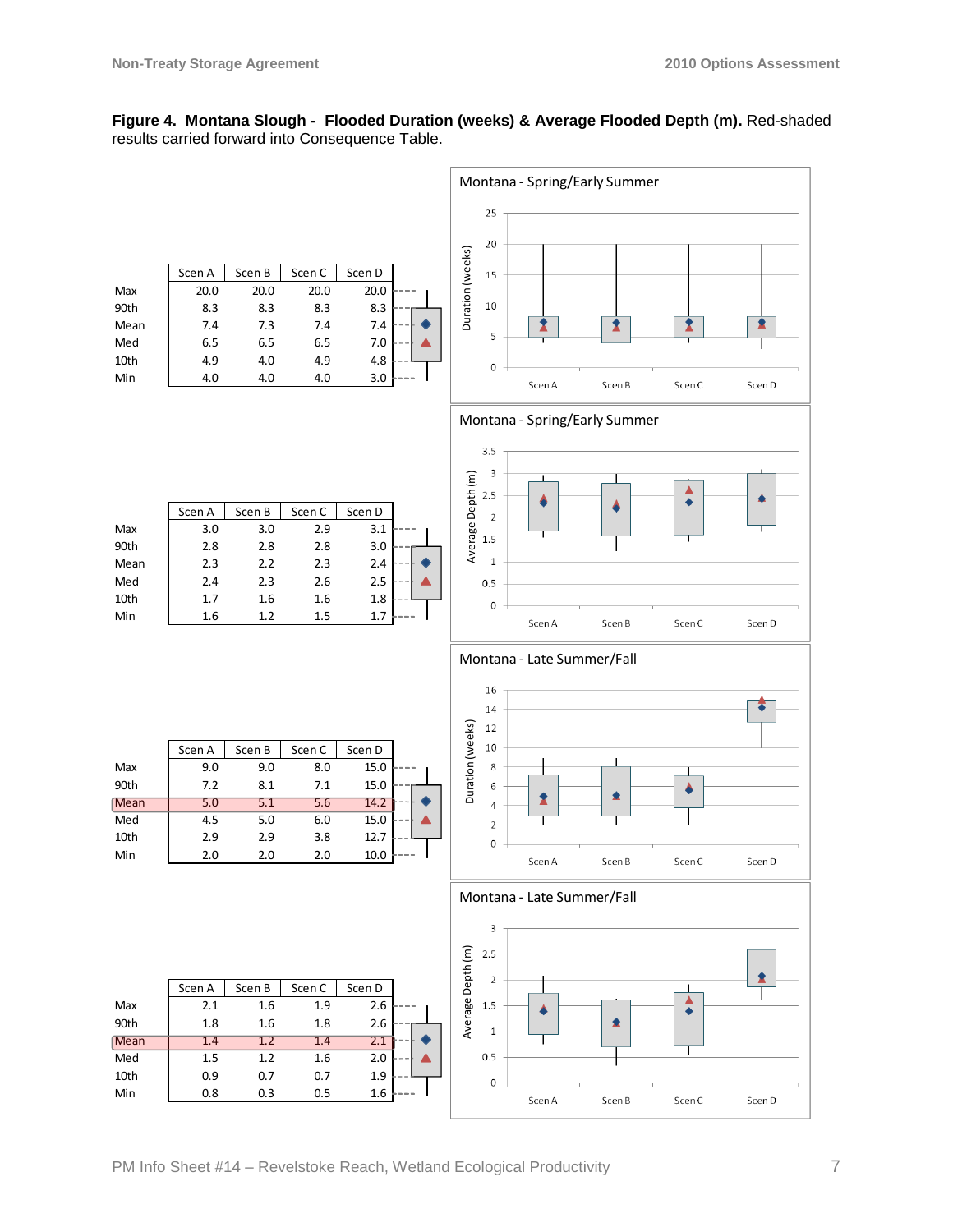**Figure 4. Montana Slough - Flooded Duration (weeks) & Average Flooded Depth (m).** Red-shaded results carried forward into Consequence Table.

**Montana - Spring/Early Summer** — Duration (weeks)

|  | Scen A | Scen B | Scen C | Scen D |
|---|---|---|---|---|
| Max | 20.0 | 20.0 | 20.0 | 20.0 |
| 90th | 8.3 | 8.3 | 8.3 | 8.3 |
| Mean | 7.4 | 7.3 | 7.4 | 7.4 |
| Med | 6.5 | 6.5 | 6.5 | 7.0 |
| 10th | 4.9 | 4.0 | 4.9 | 4.8 |
| Min | 4.0 | 4.0 | 4.0 | 3.0 |

**Montana - Spring/Early Summer** — Average Depth (m)

|  | Scen A | Scen B | Scen C | Scen D |
|---|---|---|---|---|
| Max | 3.0 | 3.0 | 2.9 | 3.1 |
| 90th | 2.8 | 2.8 | 2.8 | 3.0 |
| Mean | 2.3 | 2.2 | 2.3 | 2.4 |
| Med | 2.4 | 2.3 | 2.6 | 2.5 |
| 10th | 1.7 | 1.6 | 1.6 | 1.8 |
| Min | 1.6 | 1.2 | 1.5 | 1.7 |

**Montana - Late Summer/Fall** — Duration (weeks)

|  | Scen A | Scen B | Scen C | Scen D |
|---|---|---|---|---|
| Max | 9.0 | 9.0 | 8.0 | 15.0 |
| 90th | 7.2 | 8.1 | 7.1 | 15.0 |
| Mean | 5.0 | 5.1 | 5.6 | 14.2 |
| Med | 4.5 | 5.0 | 6.0 | 15.0 |
| 10th | 2.9 | 2.9 | 3.8 | 12.7 |
| Min | 2.0 | 2.0 | 2.0 | 10.0 |

**Montana - Late Summer/Fall** — Average Depth (m)

|  | Scen A | Scen B | Scen C | Scen D |
|---|---|---|---|---|
| Max | 2.1 | 1.6 | 1.9 | 2.6 |
| 90th | 1.8 | 1.6 | 1.8 | 2.6 |
| Mean | 1.4 | 1.2 | 1.4 | 2.1 |
| Med | 1.5 | 1.2 | 1.6 | 2.0 |
| 10th | 0.9 | 0.7 | 0.7 | 1.9 |
| Min | 0.8 | 0.3 | 0.5 | 1.6 |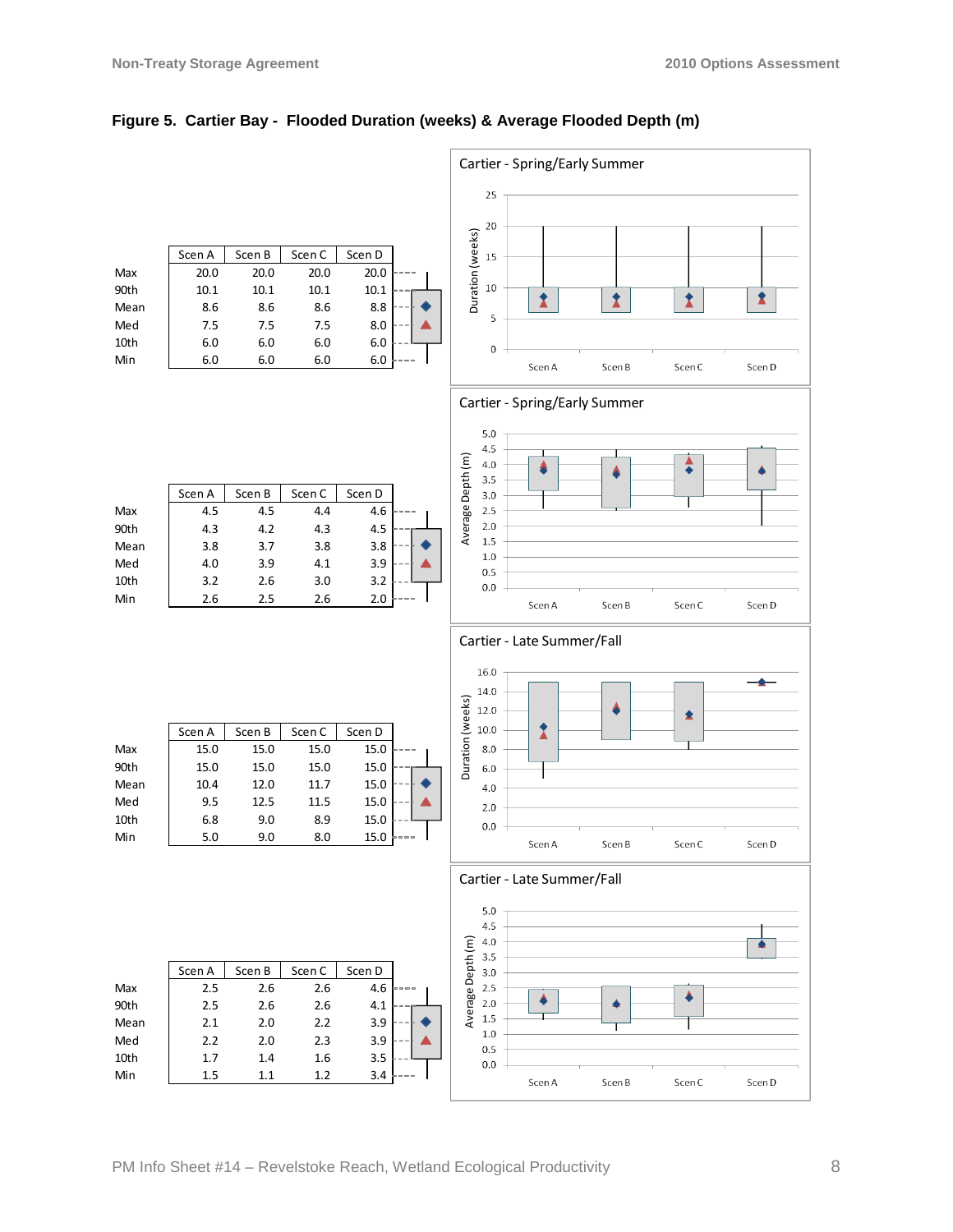**Figure 5. Cartier Bay - Flooded Duration (weeks) & Average Flooded Depth (m)**

| | Scen A | Scen B | Scen C | Scen D |
|---|---|---|---|---|
| Max | 20.0 | 20.0 | 20.0 | 20.0 |
| 90th | 10.1 | 10.1 | 10.1 | 10.1 |
| Mean | 8.6 | 8.6 | 8.6 | 8.8 |
| Med | 7.5 | 7.5 | 7.5 | 8.0 |
| 10th | 6.0 | 6.0 | 6.0 | 6.0 |
| Min | 6.0 | 6.0 | 6.0 | 6.0 |

Cartier - Spring/Early Summer

Duration (weeks)

25
20
15
10
5
0

Scen A Scen B Scen C Scen D

| | Scen A | Scen B | Scen C | Scen D |
|---|---|---|---|---|
| Max | 4.5 | 4.5 | 4.4 | 4.6 |
| 90th | 4.3 | 4.2 | 4.3 | 4.5 |
| Mean | 3.8 | 3.7 | 3.8 | 3.8 |
| Med | 4.0 | 3.9 | 4.1 | 3.9 |
| 10th | 3.2 | 2.6 | 3.0 | 3.2 |
| Min | 2.6 | 2.5 | 2.6 | 2.0 |

Cartier - Spring/Early Summer

Average Depth (m)

5.0
4.5
4.0
3.5
3.0
2.5
2.0
1.5
1.0
0.5
0.0

Scen A Scen B Scen C Scen D

| | Scen A | Scen B | Scen C | Scen D |
|---|---|---|---|---|
| Max | 15.0 | 15.0 | 15.0 | 15.0 |
| 90th | 15.0 | 15.0 | 15.0 | 15.0 |
| Mean | 10.4 | 12.0 | 11.7 | 15.0 |
| Med | 9.5 | 12.5 | 11.5 | 15.0 |
| 10th | 6.8 | 9.0 | 8.9 | 15.0 |
| Min | 5.0 | 9.0 | 8.0 | 15.0 |

Cartier - Late Summer/Fall

Duration (weeks)

16.0
14.0
12.0
10.0
8.0
6.0
4.0
2.0
0.0

Scen A Scen B Scen C Scen D

| | Scen A | Scen B | Scen C | Scen D |
|---|---|---|---|---|
| Max | 2.5 | 2.6 | 2.6 | 4.6 |
| 90th | 2.5 | 2.6 | 2.6 | 4.1 |
| Mean | 2.1 | 2.0 | 2.2 | 3.9 |
| Med | 2.2 | 2.0 | 2.3 | 3.9 |
| 10th | 1.7 | 1.4 | 1.6 | 3.5 |
| Min | 1.5 | 1.1 | 1.2 | 3.4 |

Cartier - Late Summer/Fall

Average Depth (m)

5.0
4.5
4.0
3.5
3.0
2.5
2.0
1.5
1.0
0.5
0.0

Scen A Scen B Scen C Scen D